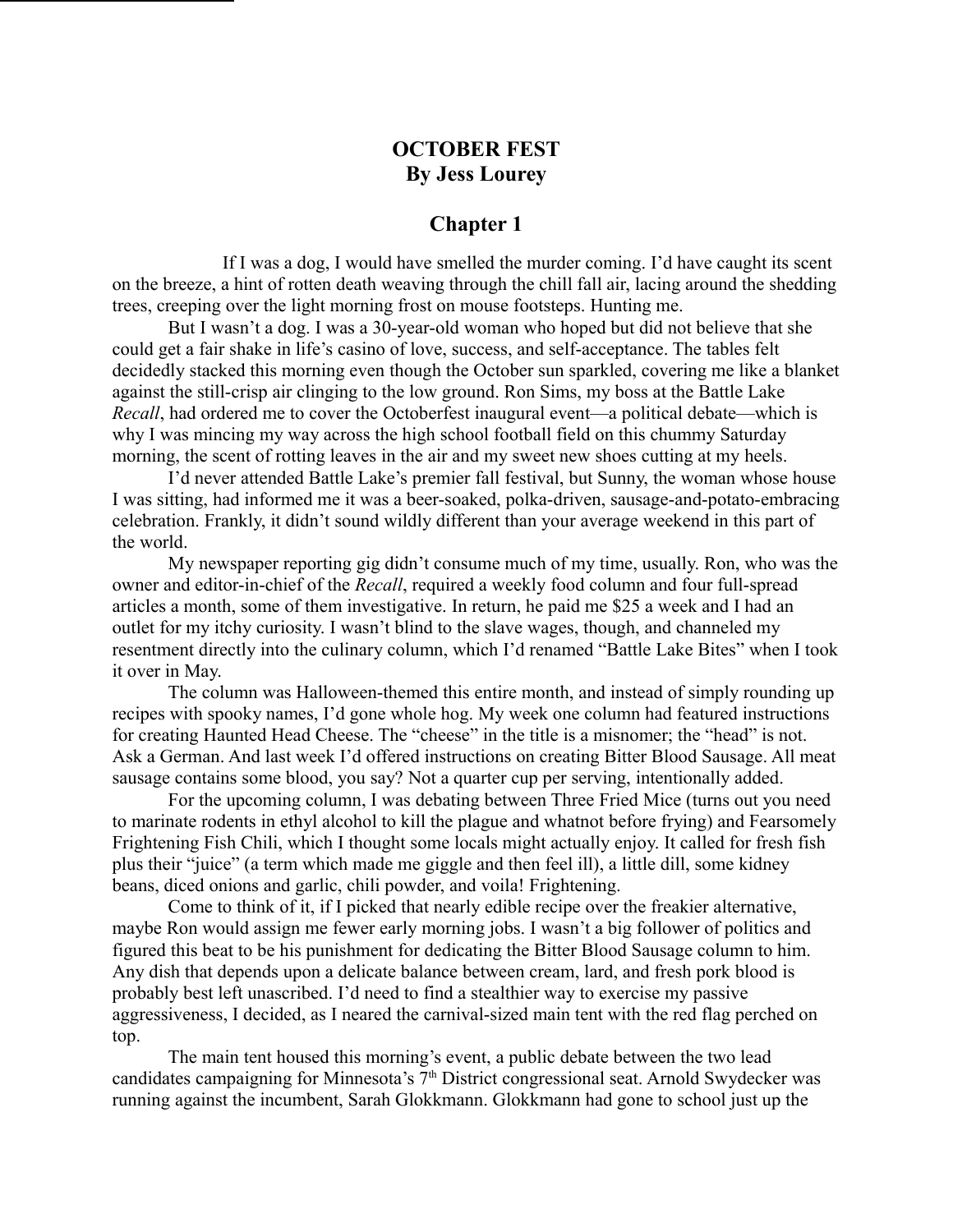# OCTOBER FEST
## By Jess Lourey

### Chapter 1

If I was a dog, I would have smelled the murder coming. I'd have caught its scent on the breeze, a hint of rotten death weaving through the chill fall air, lacing around the shedding trees, creeping over the light morning frost on mouse footsteps. Hunting me.

But I wasn't a dog. I was a 30-year-old woman who hoped but did not believe that she could get a fair shake in life's casino of love, success, and self-acceptance. The tables felt decidedly stacked this morning even though the October sun sparkled, covering me like a blanket against the still-crisp air clinging to the low ground. Ron Sims, my boss at the Battle Lake *Recall*, had ordered me to cover the Octoberfest inaugural event—a political debate—which is why I was mincing my way across the high school football field on this chummy Saturday morning, the scent of rotting leaves in the air and my sweet new shoes cutting at my heels.

I'd never attended Battle Lake's premier fall festival, but Sunny, the woman whose house I was sitting, had informed me it was a beer-soaked, polka-driven, sausage-and-potato-embracing celebration. Frankly, it didn't sound wildly different than your average weekend in this part of the world.

My newspaper reporting gig didn't consume much of my time, usually. Ron, who was the owner and editor-in-chief of the *Recall*, required a weekly food column and four full-spread articles a month, some of them investigative. In return, he paid me $25 a week and I had an outlet for my itchy curiosity. I wasn't blind to the slave wages, though, and channeled my resentment directly into the culinary column, which I'd renamed "Battle Lake Bites" when I took it over in May.

The column was Halloween-themed this entire month, and instead of simply rounding up recipes with spooky names, I'd gone whole hog. My week one column had featured instructions for creating Haunted Head Cheese. The "cheese" in the title is a misnomer; the "head" is not. Ask a German. And last week I'd offered instructions on creating Bitter Blood Sausage. All meat sausage contains some blood, you say? Not a quarter cup per serving, intentionally added.

For the upcoming column, I was debating between Three Fried Mice (turns out you need to marinate rodents in ethyl alcohol to kill the plague and whatnot before frying) and Fearsomely Frightening Fish Chili, which I thought some locals might actually enjoy. It called for fresh fish plus their "juice" (a term which made me giggle and then feel ill), a little dill, some kidney beans, diced onions and garlic, chili powder, and voila! Frightening.

Come to think of it, if I picked that nearly edible recipe over the freakier alternative, maybe Ron would assign me fewer early morning jobs. I wasn't a big follower of politics and figured this beat to be his punishment for dedicating the Bitter Blood Sausage column to him. Any dish that depends upon a delicate balance between cream, lard, and fresh pork blood is probably best left unascribed. I'd need to find a stealthier way to exercise my passive aggressiveness, I decided, as I neared the carnival-sized main tent with the red flag perched on top.

The main tent housed this morning's event, a public debate between the two lead candidates campaigning for Minnesota's 7th District congressional seat. Arnold Swydecker was running against the incumbent, Sarah Glokkmann. Glokkmann had gone to school just up the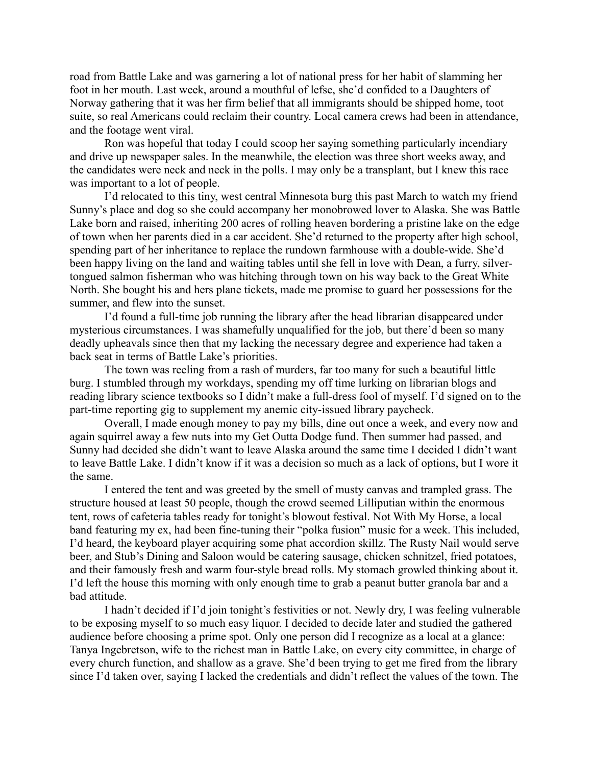road from Battle Lake and was garnering a lot of national press for her habit of slamming her foot in her mouth. Last week, around a mouthful of lefse, she'd confided to a Daughters of Norway gathering that it was her firm belief that all immigrants should be shipped home, toot suite, so real Americans could reclaim their country. Local camera crews had been in attendance, and the footage went viral.

Ron was hopeful that today I could scoop her saying something particularly incendiary and drive up newspaper sales. In the meanwhile, the election was three short weeks away, and the candidates were neck and neck in the polls. I may only be a transplant, but I knew this race was important to a lot of people.

I'd relocated to this tiny, west central Minnesota burg this past March to watch my friend Sunny's place and dog so she could accompany her monobrowed lover to Alaska. She was Battle Lake born and raised, inheriting 200 acres of rolling heaven bordering a pristine lake on the edge of town when her parents died in a car accident. She'd returned to the property after high school, spending part of her inheritance to replace the rundown farmhouse with a double-wide. She'd been happy living on the land and waiting tables until she fell in love with Dean, a furry, silver-tongued salmon fisherman who was hitching through town on his way back to the Great White North. She bought his and hers plane tickets, made me promise to guard her possessions for the summer, and flew into the sunset.

I'd found a full-time job running the library after the head librarian disappeared under mysterious circumstances. I was shamefully unqualified for the job, but there'd been so many deadly upheavals since then that my lacking the necessary degree and experience had taken a back seat in terms of Battle Lake's priorities.

The town was reeling from a rash of murders, far too many for such a beautiful little burg. I stumbled through my workdays, spending my off time lurking on librarian blogs and reading library science textbooks so I didn't make a full-dress fool of myself. I'd signed on to the part-time reporting gig to supplement my anemic city-issued library paycheck.

Overall, I made enough money to pay my bills, dine out once a week, and every now and again squirrel away a few nuts into my Get Outta Dodge fund. Then summer had passed, and Sunny had decided she didn't want to leave Alaska around the same time I decided I didn't want to leave Battle Lake. I didn't know if it was a decision so much as a lack of options, but I wore it the same.

I entered the tent and was greeted by the smell of musty canvas and trampled grass. The structure housed at least 50 people, though the crowd seemed Lilliputian within the enormous tent, rows of cafeteria tables ready for tonight's blowout festival. Not With My Horse, a local band featuring my ex, had been fine-tuning their "polka fusion" music for a week. This included, I'd heard, the keyboard player acquiring some phat accordion skillz. The Rusty Nail would serve beer, and Stub's Dining and Saloon would be catering sausage, chicken schnitzel, fried potatoes, and their famously fresh and warm four-style bread rolls. My stomach growled thinking about it. I'd left the house this morning with only enough time to grab a peanut butter granola bar and a bad attitude.

I hadn't decided if I'd join tonight's festivities or not. Newly dry, I was feeling vulnerable to be exposing myself to so much easy liquor. I decided to decide later and studied the gathered audience before choosing a prime spot. Only one person did I recognize as a local at a glance: Tanya Ingebretson, wife to the richest man in Battle Lake, on every city committee, in charge of every church function, and shallow as a grave. She'd been trying to get me fired from the library since I'd taken over, saying I lacked the credentials and didn't reflect the values of the town. The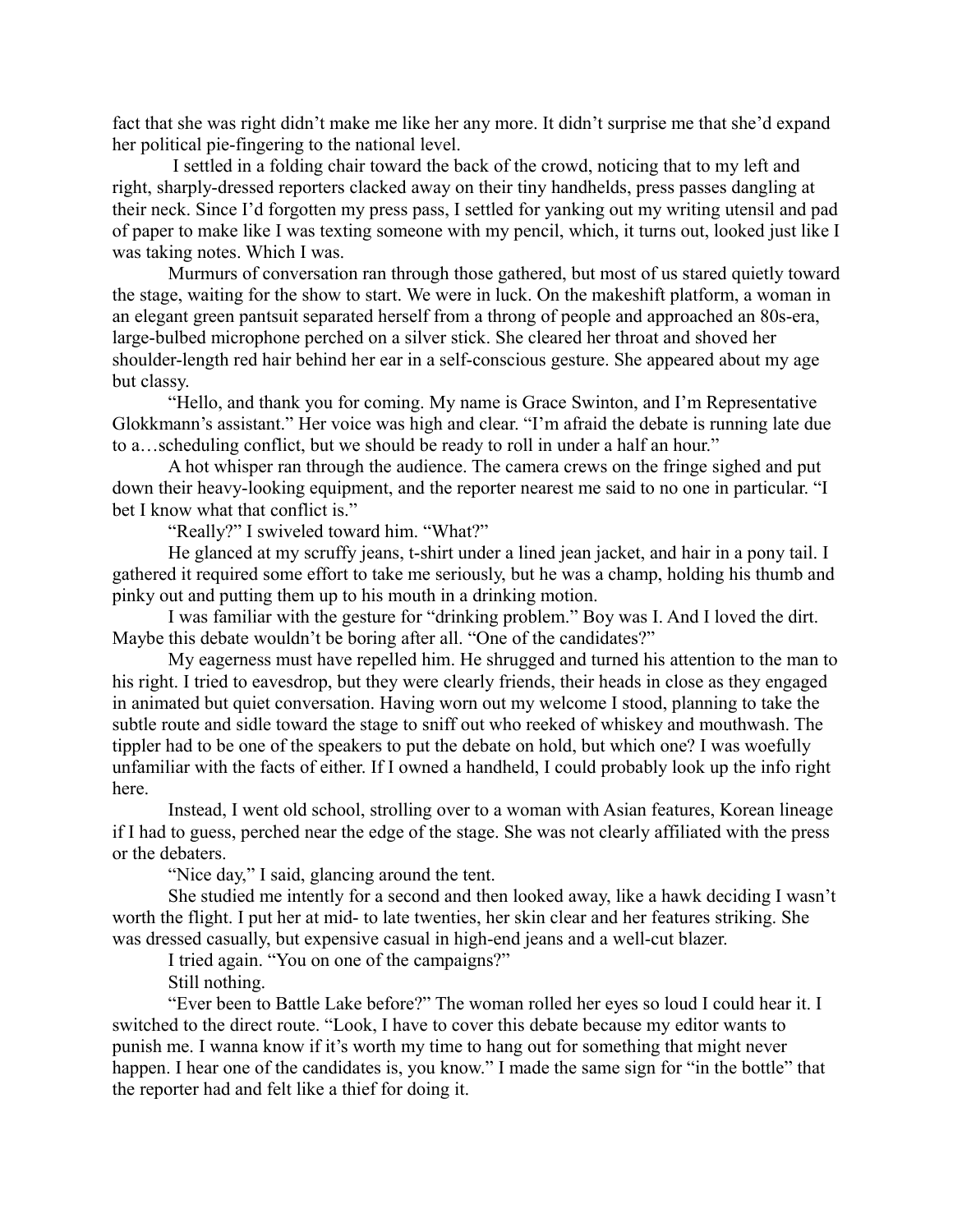fact that she was right didn't make me like her any more. It didn't surprise me that she'd expand her political pie-fingering to the national level.

I settled in a folding chair toward the back of the crowd, noticing that to my left and right, sharply-dressed reporters clacked away on their tiny handhelds, press passes dangling at their neck. Since I'd forgotten my press pass, I settled for yanking out my writing utensil and pad of paper to make like I was texting someone with my pencil, which, it turns out, looked just like I was taking notes. Which I was.

Murmurs of conversation ran through those gathered, but most of us stared quietly toward the stage, waiting for the show to start. We were in luck. On the makeshift platform, a woman in an elegant green pantsuit separated herself from a throng of people and approached an 80s-era, large-bulbed microphone perched on a silver stick. She cleared her throat and shoved her shoulder-length red hair behind her ear in a self-conscious gesture. She appeared about my age but classy.

"Hello, and thank you for coming. My name is Grace Swinton, and I'm Representative Glokkmann's assistant." Her voice was high and clear. "I'm afraid the debate is running late due to a…scheduling conflict, but we should be ready to roll in under a half an hour."

A hot whisper ran through the audience. The camera crews on the fringe sighed and put down their heavy-looking equipment, and the reporter nearest me said to no one in particular. "I bet I know what that conflict is."

"Really?" I swiveled toward him. "What?"

He glanced at my scruffy jeans, t-shirt under a lined jean jacket, and hair in a pony tail. I gathered it required some effort to take me seriously, but he was a champ, holding his thumb and pinky out and putting them up to his mouth in a drinking motion.

I was familiar with the gesture for "drinking problem." Boy was I. And I loved the dirt. Maybe this debate wouldn't be boring after all. "One of the candidates?"

My eagerness must have repelled him. He shrugged and turned his attention to the man to his right. I tried to eavesdrop, but they were clearly friends, their heads in close as they engaged in animated but quiet conversation. Having worn out my welcome I stood, planning to take the subtle route and sidle toward the stage to sniff out who reeked of whiskey and mouthwash. The tippler had to be one of the speakers to put the debate on hold, but which one? I was woefully unfamiliar with the facts of either. If I owned a handheld, I could probably look up the info right here.

Instead, I went old school, strolling over to a woman with Asian features, Korean lineage if I had to guess, perched near the edge of the stage. She was not clearly affiliated with the press or the debaters.

"Nice day," I said, glancing around the tent.

She studied me intently for a second and then looked away, like a hawk deciding I wasn't worth the flight. I put her at mid- to late twenties, her skin clear and her features striking. She was dressed casually, but expensive casual in high-end jeans and a well-cut blazer.

I tried again. "You on one of the campaigns?"

Still nothing.

"Ever been to Battle Lake before?" The woman rolled her eyes so loud I could hear it. I switched to the direct route. "Look, I have to cover this debate because my editor wants to punish me. I wanna know if it's worth my time to hang out for something that might never happen. I hear one of the candidates is, you know." I made the same sign for "in the bottle" that the reporter had and felt like a thief for doing it.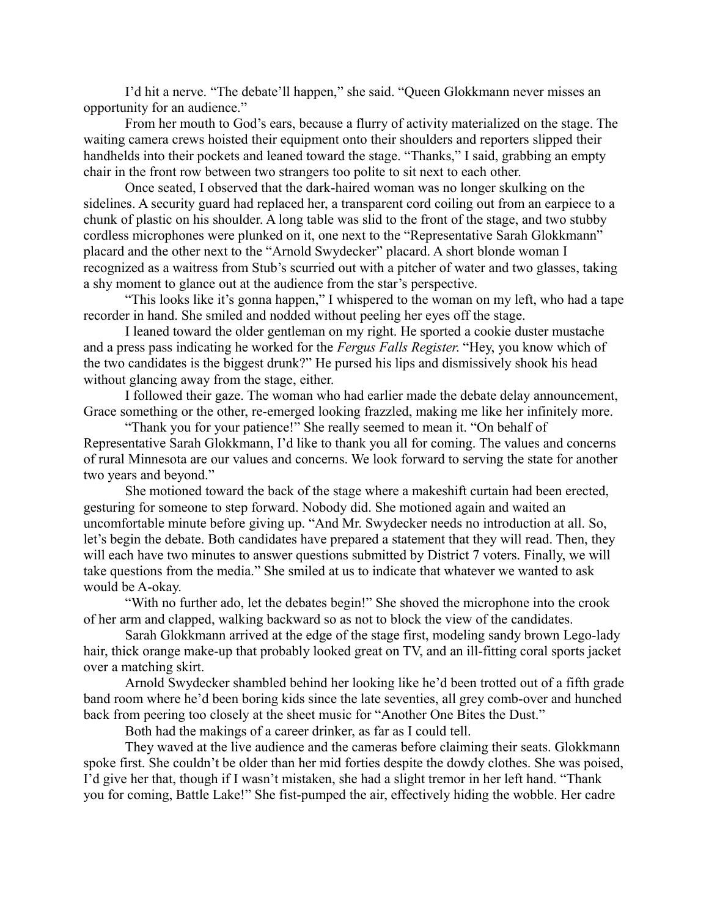I'd hit a nerve. "The debate'll happen," she said. "Queen Glokkmann never misses an opportunity for an audience."

From her mouth to God's ears, because a flurry of activity materialized on the stage. The waiting camera crews hoisted their equipment onto their shoulders and reporters slipped their handhelds into their pockets and leaned toward the stage. "Thanks," I said, grabbing an empty chair in the front row between two strangers too polite to sit next to each other.

Once seated, I observed that the dark-haired woman was no longer skulking on the sidelines. A security guard had replaced her, a transparent cord coiling out from an earpiece to a chunk of plastic on his shoulder. A long table was slid to the front of the stage, and two stubby cordless microphones were plunked on it, one next to the "Representative Sarah Glokkmann" placard and the other next to the "Arnold Swydecker" placard. A short blonde woman I recognized as a waitress from Stub's scurried out with a pitcher of water and two glasses, taking a shy moment to glance out at the audience from the star's perspective.

"This looks like it's gonna happen," I whispered to the woman on my left, who had a tape recorder in hand. She smiled and nodded without peeling her eyes off the stage.

I leaned toward the older gentleman on my right. He sported a cookie duster mustache and a press pass indicating he worked for the *Fergus Falls Register*. "Hey, you know which of the two candidates is the biggest drunk?" He pursed his lips and dismissively shook his head without glancing away from the stage, either.

I followed their gaze. The woman who had earlier made the debate delay announcement, Grace something or the other, re-emerged looking frazzled, making me like her infinitely more.

"Thank you for your patience!" She really seemed to mean it. "On behalf of Representative Sarah Glokkmann, I'd like to thank you all for coming. The values and concerns of rural Minnesota are our values and concerns. We look forward to serving the state for another two years and beyond."

She motioned toward the back of the stage where a makeshift curtain had been erected, gesturing for someone to step forward. Nobody did. She motioned again and waited an uncomfortable minute before giving up. "And Mr. Swydecker needs no introduction at all. So, let's begin the debate. Both candidates have prepared a statement that they will read. Then, they will each have two minutes to answer questions submitted by District 7 voters. Finally, we will take questions from the media." She smiled at us to indicate that whatever we wanted to ask would be A-okay.

"With no further ado, let the debates begin!" She shoved the microphone into the crook of her arm and clapped, walking backward so as not to block the view of the candidates.

Sarah Glokkmann arrived at the edge of the stage first, modeling sandy brown Lego-lady hair, thick orange make-up that probably looked great on TV, and an ill-fitting coral sports jacket over a matching skirt.

Arnold Swydecker shambled behind her looking like he'd been trotted out of a fifth grade band room where he'd been boring kids since the late seventies, all grey comb-over and hunched back from peering too closely at the sheet music for "Another One Bites the Dust."

Both had the makings of a career drinker, as far as I could tell.

They waved at the live audience and the cameras before claiming their seats. Glokkmann spoke first. She couldn't be older than her mid forties despite the dowdy clothes. She was poised, I'd give her that, though if I wasn't mistaken, she had a slight tremor in her left hand. "Thank you for coming, Battle Lake!" She fist-pumped the air, effectively hiding the wobble. Her cadre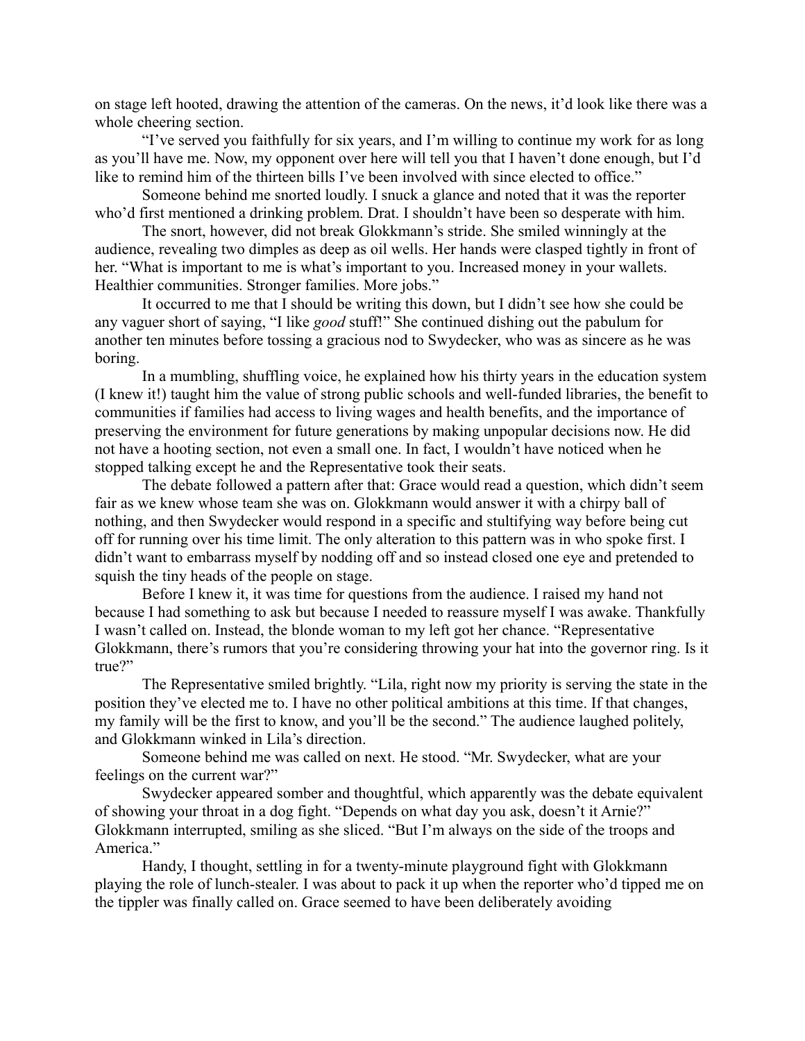on stage left hooted, drawing the attention of the cameras. On the news, it'd look like there was a whole cheering section.

"I've served you faithfully for six years, and I'm willing to continue my work for as long as you'll have me. Now, my opponent over here will tell you that I haven't done enough, but I'd like to remind him of the thirteen bills I've been involved with since elected to office."

Someone behind me snorted loudly. I snuck a glance and noted that it was the reporter who'd first mentioned a drinking problem. Drat. I shouldn't have been so desperate with him.

The snort, however, did not break Glokkmann's stride. She smiled winningly at the audience, revealing two dimples as deep as oil wells. Her hands were clasped tightly in front of her. "What is important to me is what's important to you. Increased money in your wallets. Healthier communities. Stronger families. More jobs."

It occurred to me that I should be writing this down, but I didn't see how she could be any vaguer short of saying, "I like *good* stuff!" She continued dishing out the pabulum for another ten minutes before tossing a gracious nod to Swydecker, who was as sincere as he was boring.

In a mumbling, shuffling voice, he explained how his thirty years in the education system (I knew it!) taught him the value of strong public schools and well-funded libraries, the benefit to communities if families had access to living wages and health benefits, and the importance of preserving the environment for future generations by making unpopular decisions now. He did not have a hooting section, not even a small one. In fact, I wouldn't have noticed when he stopped talking except he and the Representative took their seats.

The debate followed a pattern after that: Grace would read a question, which didn't seem fair as we knew whose team she was on. Glokkmann would answer it with a chirpy ball of nothing, and then Swydecker would respond in a specific and stultifying way before being cut off for running over his time limit. The only alteration to this pattern was in who spoke first. I didn't want to embarrass myself by nodding off and so instead closed one eye and pretended to squish the tiny heads of the people on stage.

Before I knew it, it was time for questions from the audience. I raised my hand not because I had something to ask but because I needed to reassure myself I was awake. Thankfully I wasn't called on. Instead, the blonde woman to my left got her chance. "Representative Glokkmann, there's rumors that you're considering throwing your hat into the governor ring. Is it true?"

The Representative smiled brightly. "Lila, right now my priority is serving the state in the position they've elected me to. I have no other political ambitions at this time. If that changes, my family will be the first to know, and you'll be the second." The audience laughed politely, and Glokkmann winked in Lila's direction.

Someone behind me was called on next. He stood. "Mr. Swydecker, what are your feelings on the current war?"

Swydecker appeared somber and thoughtful, which apparently was the debate equivalent of showing your throat in a dog fight. "Depends on what day you ask, doesn't it Arnie?" Glokkmann interrupted, smiling as she sliced. "But I'm always on the side of the troops and America."

Handy, I thought, settling in for a twenty-minute playground fight with Glokkmann playing the role of lunch-stealer. I was about to pack it up when the reporter who'd tipped me on the tippler was finally called on. Grace seemed to have been deliberately avoiding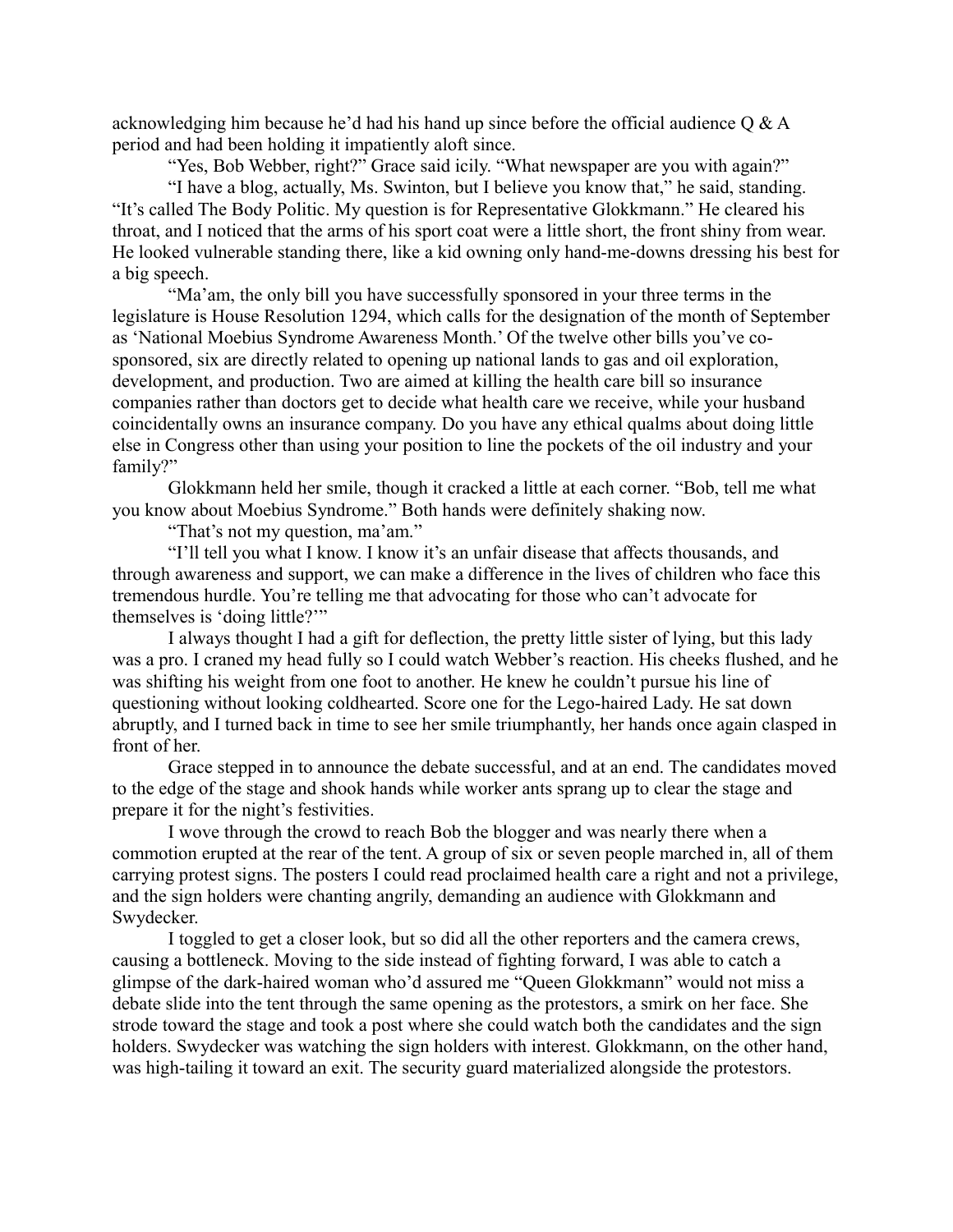acknowledging him because he'd had his hand up since before the official audience Q & A period and had been holding it impatiently aloft since.

"Yes, Bob Webber, right?" Grace said icily. "What newspaper are you with again?"

"I have a blog, actually, Ms. Swinton, but I believe you know that," he said, standing. "It's called The Body Politic. My question is for Representative Glokkmann." He cleared his throat, and I noticed that the arms of his sport coat were a little short, the front shiny from wear. He looked vulnerable standing there, like a kid owning only hand-me-downs dressing his best for a big speech.

"Ma'am, the only bill you have successfully sponsored in your three terms in the legislature is House Resolution 1294, which calls for the designation of the month of September as 'National Moebius Syndrome Awareness Month.' Of the twelve other bills you've co-sponsored, six are directly related to opening up national lands to gas and oil exploration, development, and production. Two are aimed at killing the health care bill so insurance companies rather than doctors get to decide what health care we receive, while your husband coincidentally owns an insurance company. Do you have any ethical qualms about doing little else in Congress other than using your position to line the pockets of the oil industry and your family?"

Glokkmann held her smile, though it cracked a little at each corner. "Bob, tell me what you know about Moebius Syndrome." Both hands were definitely shaking now.

"That's not my question, ma'am."

"I'll tell you what I know. I know it's an unfair disease that affects thousands, and through awareness and support, we can make a difference in the lives of children who face this tremendous hurdle. You're telling me that advocating for those who can't advocate for themselves is 'doing little?'"

I always thought I had a gift for deflection, the pretty little sister of lying, but this lady was a pro. I craned my head fully so I could watch Webber's reaction. His cheeks flushed, and he was shifting his weight from one foot to another. He knew he couldn't pursue his line of questioning without looking coldhearted. Score one for the Lego-haired Lady. He sat down abruptly, and I turned back in time to see her smile triumphantly, her hands once again clasped in front of her.

Grace stepped in to announce the debate successful, and at an end. The candidates moved to the edge of the stage and shook hands while worker ants sprang up to clear the stage and prepare it for the night's festivities.

I wove through the crowd to reach Bob the blogger and was nearly there when a commotion erupted at the rear of the tent. A group of six or seven people marched in, all of them carrying protest signs. The posters I could read proclaimed health care a right and not a privilege, and the sign holders were chanting angrily, demanding an audience with Glokkmann and Swydecker.

I toggled to get a closer look, but so did all the other reporters and the camera crews, causing a bottleneck. Moving to the side instead of fighting forward, I was able to catch a glimpse of the dark-haired woman who'd assured me "Queen Glokkmann" would not miss a debate slide into the tent through the same opening as the protestors, a smirk on her face. She strode toward the stage and took a post where she could watch both the candidates and the sign holders. Swydecker was watching the sign holders with interest. Glokkmann, on the other hand, was high-tailing it toward an exit. The security guard materialized alongside the protestors.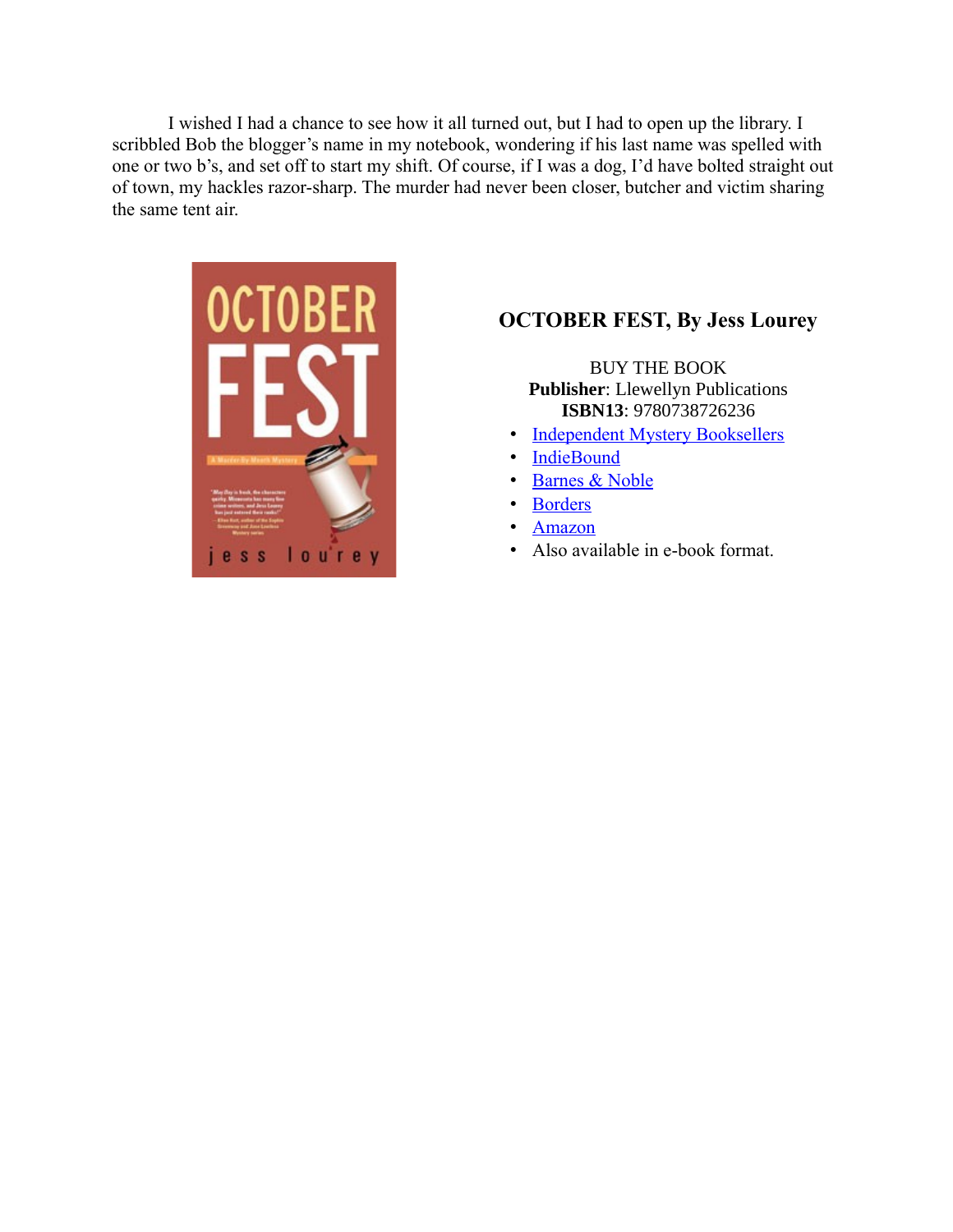I wished I had a chance to see how it all turned out, but I had to open up the library. I scribbled Bob the blogger's name in my notebook, wondering if his last name was spelled with one or two b's, and set off to start my shift. Of course, if I was a dog, I'd have bolted straight out of town, my hackles razor-sharp. The murder had never been closer, butcher and victim sharing the same tent air.

### OCTOBER FEST, By Jess Lourey

BUY THE BOOK
**Publisher**: Llewellyn Publications
**ISBN13**: 9780738726236

- Independent Mystery Booksellers
- IndieBound
- Barnes & Noble
- Borders
- Amazon
- Also available in e-book format.